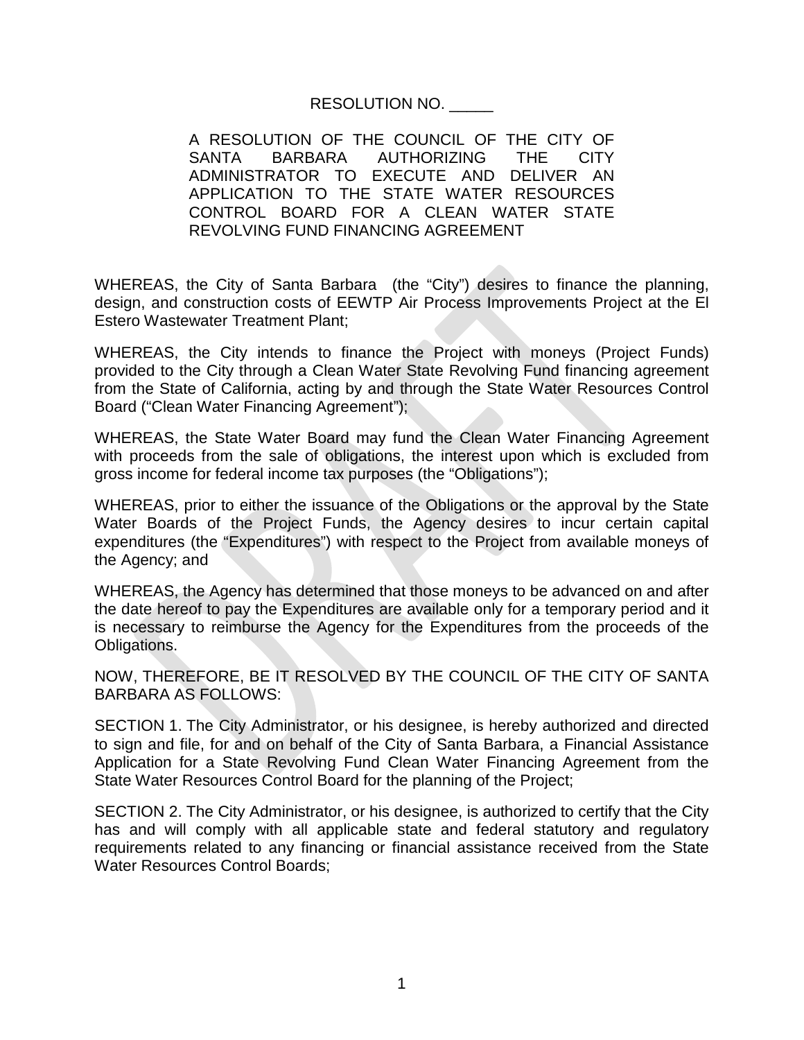RESOLUTION NO. _____

A RESOLUTION OF THE COUNCIL OF THE CITY OF SANTA BARBARA AUTHORIZING THE CITY ADMINISTRATOR TO EXECUTE AND DELIVER AN APPLICATION TO THE STATE WATER RESOURCES CONTROL BOARD FOR A CLEAN WATER STATE REVOLVING FUND FINANCING AGREEMENT

WHEREAS, the City of Santa Barbara (the "City") desires to finance the planning, design, and construction costs of EEWTP Air Process Improvements Project at the El Estero Wastewater Treatment Plant;

WHEREAS, the City intends to finance the Project with moneys (Project Funds) provided to the City through a Clean Water State Revolving Fund financing agreement from the State of California, acting by and through the State Water Resources Control Board ("Clean Water Financing Agreement");

WHEREAS, the State Water Board may fund the Clean Water Financing Agreement with proceeds from the sale of obligations, the interest upon which is excluded from gross income for federal income tax purposes (the "Obligations");

WHEREAS, prior to either the issuance of the Obligations or the approval by the State Water Boards of the Project Funds, the Agency desires to incur certain capital expenditures (the "Expenditures") with respect to the Project from available moneys of the Agency; and

WHEREAS, the Agency has determined that those moneys to be advanced on and after the date hereof to pay the Expenditures are available only for a temporary period and it is necessary to reimburse the Agency for the Expenditures from the proceeds of the Obligations.

NOW, THEREFORE, BE IT RESOLVED BY THE COUNCIL OF THE CITY OF SANTA BARBARA AS FOLLOWS:

SECTION 1. The City Administrator, or his designee, is hereby authorized and directed to sign and file, for and on behalf of the City of Santa Barbara, a Financial Assistance Application for a State Revolving Fund Clean Water Financing Agreement from the State Water Resources Control Board for the planning of the Project;

SECTION 2. The City Administrator, or his designee, is authorized to certify that the City has and will comply with all applicable state and federal statutory and regulatory requirements related to any financing or financial assistance received from the State Water Resources Control Boards;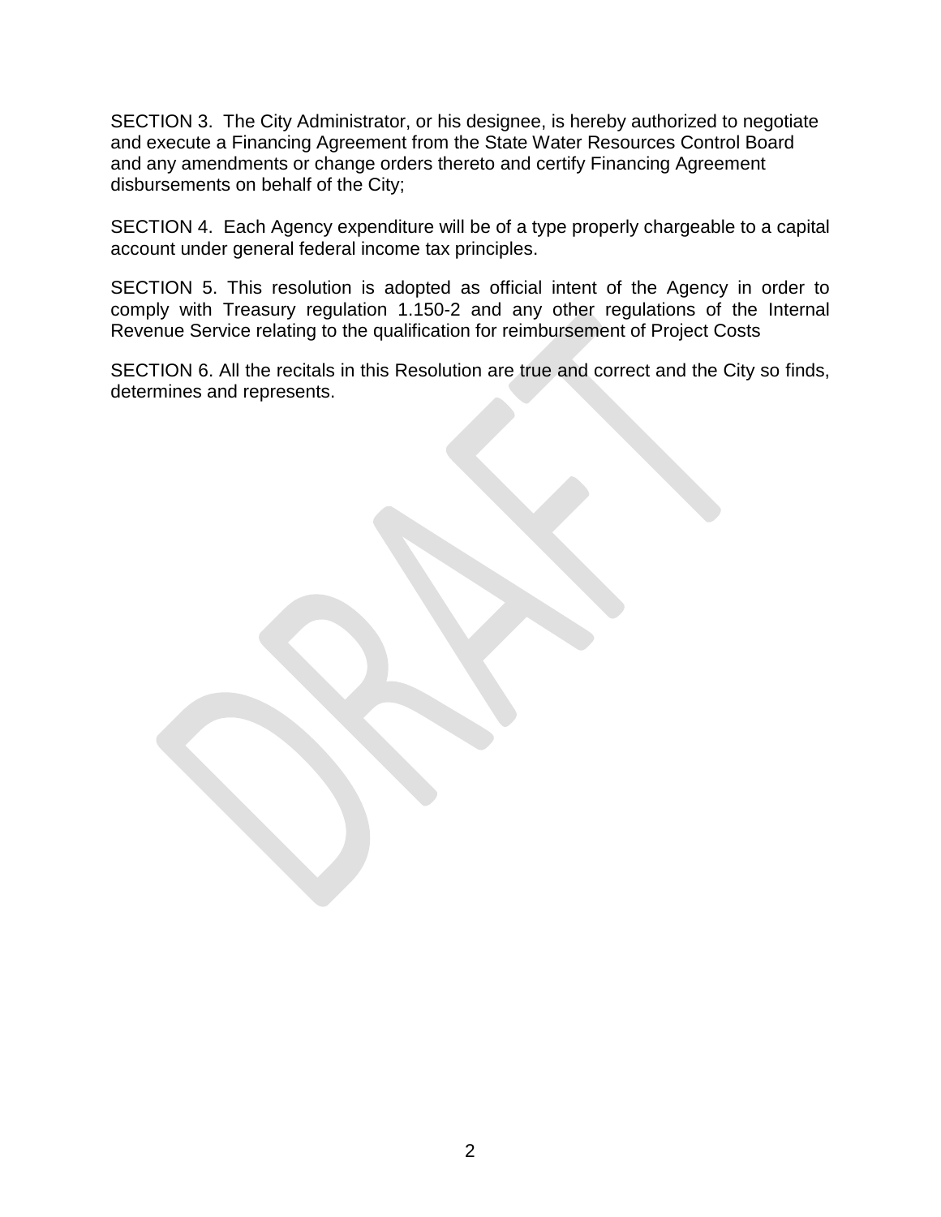SECTION 3. The City Administrator, or his designee, is hereby authorized to negotiate and execute a Financing Agreement from the State Water Resources Control Board and any amendments or change orders thereto and certify Financing Agreement disbursements on behalf of the City;

SECTION 4. Each Agency expenditure will be of a type properly chargeable to a capital account under general federal income tax principles.

SECTION 5. This resolution is adopted as official intent of the Agency in order to comply with Treasury regulation 1.150-2 and any other regulations of the Internal Revenue Service relating to the qualification for reimbursement of Project Costs

SECTION 6. All the recitals in this Resolution are true and correct and the City so finds, determines and represents.